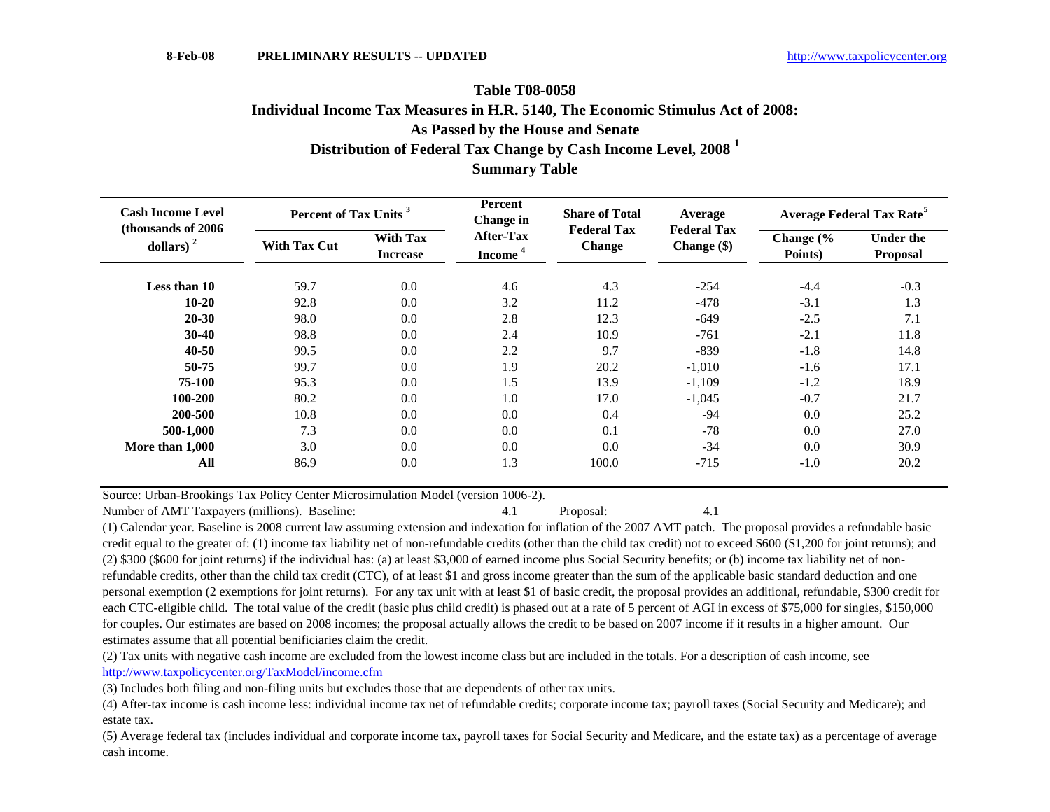8-Feb-08 **PRELIMINARY RESULTS -- UPDATED** http://www.taxpolicycenter.org

## Table T08-0058
## Individual Income Tax Measures in H.R. 5140, The Economic Stimulus Act of 2008:
## As Passed by the House and Senate
## Distribution of Federal Tax Change by Cash Income Level, 2008 [1]
## Summary Table

| Cash Income Level (thousands of 2006 dollars) [2] | Percent of Tax Units [3] | | Percent Change in After-Tax Income [4] | Share of Total Federal Tax Change | Average Federal Tax Change ($) | Average Federal Tax Rate[5] | |
|---|---|---|---|---|---|---|---|
| | With Tax Cut | With Tax Increase | | | | Change (% Points) | Under the Proposal |
| **Less than 10** | 59.7 | 0.0 | 4.6 | 4.3 | -254 | -4.4 | -0.3 |
| **10-20** | 92.8 | 0.0 | 3.2 | 11.2 | -478 | -3.1 | 1.3 |
| **20-30** | 98.0 | 0.0 | 2.8 | 12.3 | -649 | -2.5 | 7.1 |
| **30-40** | 98.8 | 0.0 | 2.4 | 10.9 | -761 | -2.1 | 11.8 |
| **40-50** | 99.5 | 0.0 | 2.2 | 9.7 | -839 | -1.8 | 14.8 |
| **50-75** | 99.7 | 0.0 | 1.9 | 20.2 | -1,010 | -1.6 | 17.1 |
| **75-100** | 95.3 | 0.0 | 1.5 | 13.9 | -1,109 | -1.2 | 18.9 |
| **100-200** | 80.2 | 0.0 | 1.0 | 17.0 | -1,045 | -0.7 | 21.7 |
| **200-500** | 10.8 | 0.0 | 0.0 | 0.4 | -94 | 0.0 | 25.2 |
| **500-1,000** | 7.3 | 0.0 | 0.0 | 0.1 | -78 | 0.0 | 27.0 |
| **More than 1,000** | 3.0 | 0.0 | 0.0 | 0.0 | -34 | 0.0 | 30.9 |
| **All** | 86.9 | 0.0 | 1.3 | 100.0 | -715 | -1.0 | 20.2 |

Source: Urban-Brookings Tax Policy Center Microsimulation Model (version 1006-2).

Number of AMT Taxpayers (millions). Baseline: 4.1 Proposal: 4.1

(1) Calendar year. Baseline is 2008 current law assuming extension and indexation for inflation of the 2007 AMT patch. The proposal provides a refundable basic credit equal to the greater of: (1) income tax liability net of non-refundable credits (other than the child tax credit) not to exceed $600 ($1,200 for joint returns); and (2) $300 ($600 for joint returns) if the individual has: (a) at least $3,000 of earned income plus Social Security benefits; or (b) income tax liability net of non-refundable credits, other than the child tax credit (CTC), of at least $1 and gross income greater than the sum of the applicable basic standard deduction and one personal exemption (2 exemptions for joint returns). For any tax unit with at least $1 of basic credit, the proposal provides an additional, refundable, $300 credit for each CTC-eligible child. The total value of the credit (basic plus child credit) is phased out at a rate of 5 percent of AGI in excess of $75,000 for singles, $150,000 for couples. Our estimates are based on 2008 incomes; the proposal actually allows the credit to be based on 2007 income if it results in a higher amount. Our estimates assume that all potential benificiaries claim the credit.

(2) Tax units with negative cash income are excluded from the lowest income class but are included in the totals. For a description of cash income, see http://www.taxpolicycenter.org/TaxModel/income.cfm

(3) Includes both filing and non-filing units but excludes those that are dependents of other tax units.

(4) After-tax income is cash income less: individual income tax net of refundable credits; corporate income tax; payroll taxes (Social Security and Medicare); and estate tax.

(5) Average federal tax (includes individual and corporate income tax, payroll taxes for Social Security and Medicare, and the estate tax) as a percentage of average cash income.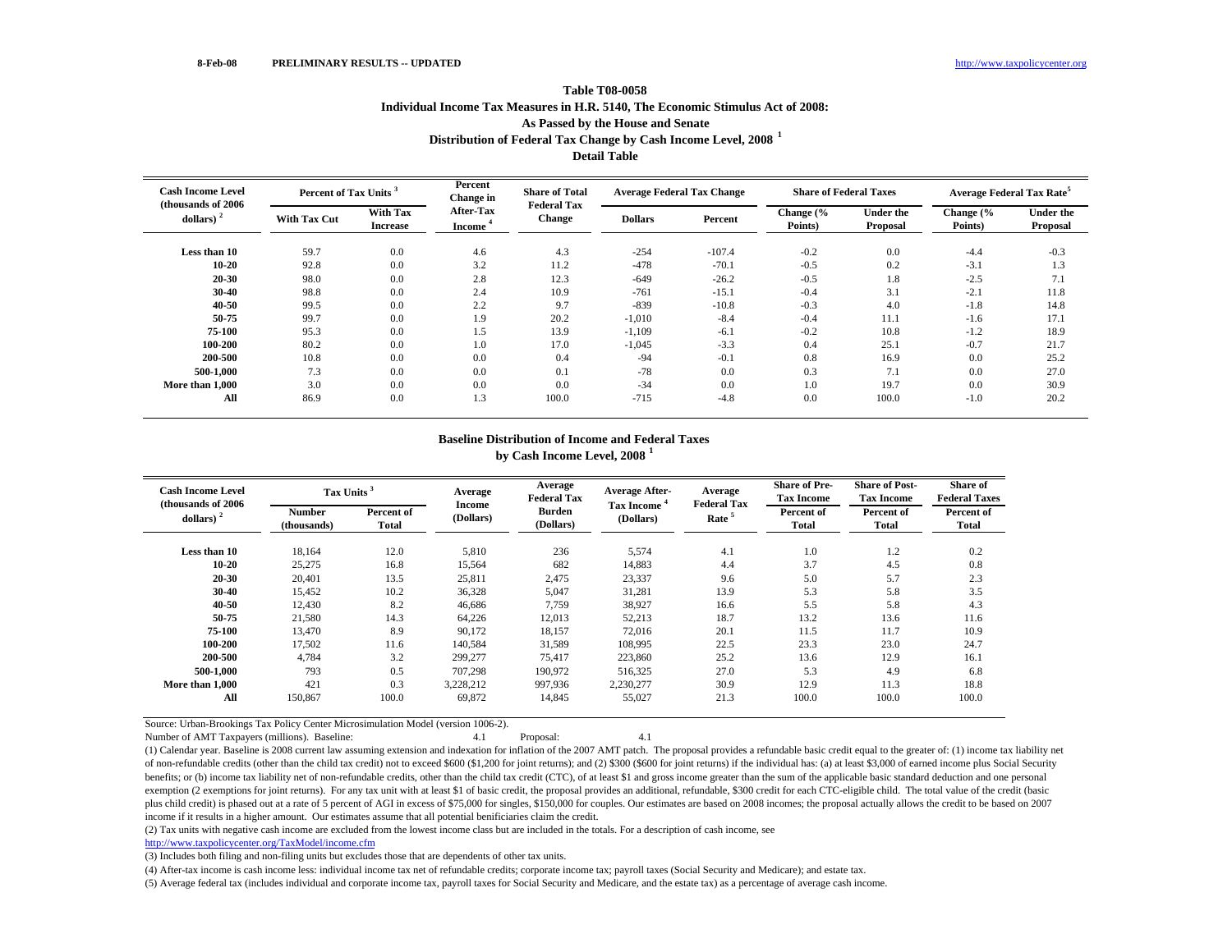8-Feb-08 **PRELIMINARY RESULTS -- UPDATED** http://www.taxpolicycenter.org

### Table T08-0058
### Individual Income Tax Measures in H.R. 5140, The Economic Stimulus Act of 2008:
### As Passed by the House and Senate
### Distribution of Federal Tax Change by Cash Income Level, 2008 [1]
### Detail Table

| Cash Income Level (thousands of 2006 dollars) [2] | Percent of Tax Units [3] | | Percent Change in After-Tax Income [4] | Share of Total Federal Tax Change | Average Federal Tax Change | | Share of Federal Taxes | | Average Federal Tax Rate[5] | |
|---|---|---|---|---|---|---|---|---|---|---|
| | With Tax Cut | With Tax Increase | | | Dollars | Percent | Change (% Points) | Under the Proposal | Change (% Points) | Under the Proposal |
| Less than 10 | 59.7 | 0.0 | 4.6 | 4.3 | -254 | -107.4 | -0.2 | 0.0 | -4.4 | -0.3 |
| 10-20 | 92.8 | 0.0 | 3.2 | 11.2 | -478 | -70.1 | -0.5 | 0.2 | -3.1 | 1.3 |
| 20-30 | 98.0 | 0.0 | 2.8 | 12.3 | -649 | -26.2 | -0.5 | 1.8 | -2.5 | 7.1 |
| 30-40 | 98.8 | 0.0 | 2.4 | 10.9 | -761 | -15.1 | -0.4 | 3.1 | -2.1 | 11.8 |
| 40-50 | 99.5 | 0.0 | 2.2 | 9.7 | -839 | -10.8 | -0.3 | 4.0 | -1.8 | 14.8 |
| 50-75 | 99.7 | 0.0 | 1.9 | 20.2 | -1,010 | -8.4 | -0.4 | 11.1 | -1.6 | 17.1 |
| 75-100 | 95.3 | 0.0 | 1.5 | 13.9 | -1,109 | -6.1 | -0.2 | 10.8 | -1.2 | 18.9 |
| 100-200 | 80.2 | 0.0 | 1.0 | 17.0 | -1,045 | -3.3 | 0.4 | 25.1 | -0.7 | 21.7 |
| 200-500 | 10.8 | 0.0 | 0.0 | 0.4 | -94 | -0.1 | 0.8 | 16.9 | 0.0 | 25.2 |
| 500-1,000 | 7.3 | 0.0 | 0.0 | 0.1 | -78 | 0.0 | 0.3 | 7.1 | 0.0 | 27.0 |
| More than 1,000 | 3.0 | 0.0 | 0.0 | 0.0 | -34 | 0.0 | 1.0 | 19.7 | 0.0 | 30.9 |
| All | 86.9 | 0.0 | 1.3 | 100.0 | -715 | -4.8 | 0.0 | 100.0 | -1.0 | 20.2 |

### Baseline Distribution of Income and Federal Taxes
### by Cash Income Level, 2008 [1]

| Cash Income Level (thousands of 2006 dollars) [2] | Tax Units [3] | | Average Income (Dollars) | Average Federal Tax Burden (Dollars) | Average After-Tax Income [4] (Dollars) | Average Federal Tax Rate [5] | Share of Pre-Tax Income | Share of Post-Tax Income | Share of Federal Taxes |
|---|---|---|---|---|---|---|---|---|---|
| | Number (thousands) | Percent of Total | | | | | Percent of Total | Percent of Total | Percent of Total |
| Less than 10 | 18,164 | 12.0 | 5,810 | 236 | 5,574 | 4.1 | 1.0 | 1.2 | 0.2 |
| 10-20 | 25,275 | 16.8 | 15,564 | 682 | 14,883 | 4.4 | 3.7 | 4.5 | 0.8 |
| 20-30 | 20,401 | 13.5 | 25,811 | 2,475 | 23,337 | 9.6 | 5.0 | 5.7 | 2.3 |
| 30-40 | 15,452 | 10.2 | 36,328 | 5,047 | 31,281 | 13.9 | 5.3 | 5.8 | 3.5 |
| 40-50 | 12,430 | 8.2 | 46,686 | 7,759 | 38,927 | 16.6 | 5.5 | 5.8 | 4.3 |
| 50-75 | 21,580 | 14.3 | 64,226 | 12,013 | 52,213 | 18.7 | 13.2 | 13.6 | 11.6 |
| 75-100 | 13,470 | 8.9 | 90,172 | 18,157 | 72,016 | 20.1 | 11.5 | 11.7 | 10.9 |
| 100-200 | 17,502 | 11.6 | 140,584 | 31,589 | 108,995 | 22.5 | 23.3 | 23.0 | 24.7 |
| 200-500 | 4,784 | 3.2 | 299,277 | 75,417 | 223,860 | 25.2 | 13.6 | 12.9 | 16.1 |
| 500-1,000 | 793 | 0.5 | 707,298 | 190,972 | 516,325 | 27.0 | 5.3 | 4.9 | 6.8 |
| More than 1,000 | 421 | 0.3 | 3,228,212 | 997,936 | 2,230,277 | 30.9 | 12.9 | 11.3 | 18.8 |
| All | 150,867 | 100.0 | 69,872 | 14,845 | 55,027 | 21.3 | 100.0 | 100.0 | 100.0 |

Source: Urban-Brookings Tax Policy Center Microsimulation Model (version 1006-2).

Number of AMT Taxpayers (millions). Baseline: 4.1 Proposal: 4.1

(1) Calendar year. Baseline is 2008 current law assuming extension and indexation for inflation of the 2007 AMT patch. The proposal provides a refundable basic credit equal to the greater of: (1) income tax liability net of non-refundable credits (other than the child tax credit) not to exceed $600 ($1,200 for joint returns); and (2) $300 ($600 for joint returns) if the individual has: (a) at least $3,000 of earned income plus Social Security benefits; or (b) income tax liability net of non-refundable credits, other than the child tax credit (CTC), of at least $1 and gross income greater than the sum of the applicable basic standard deduction and one personal exemption (2 exemptions for joint returns). For any tax unit with at least $1 of basic credit, the proposal provides an additional, refundable, $300 credit for each CTC-eligible child. The total value of the credit (basic plus child credit) is phased out at a rate of 5 percent of AGI in excess of $75,000 for singles, $150,000 for couples. Our estimates are based on 2008 incomes; the proposal actually allows the credit to be based on 2007 income if it results in a higher amount. Our estimates assume that all potential benificiaries claim the credit.

(2) Tax units with negative cash income are excluded from the lowest income class but are included in the totals. For a description of cash income, see http://www.taxpolicycenter.org/TaxModel/income.cfm

(3) Includes both filing and non-filing units but excludes those that are dependents of other tax units.

(4) After-tax income is cash income less: individual income tax net of refundable credits; corporate income tax; payroll taxes (Social Security and Medicare); and estate tax.

(5) Average federal tax (includes individual and corporate income tax, payroll taxes for Social Security and Medicare, and the estate tax) as a percentage of average cash income.